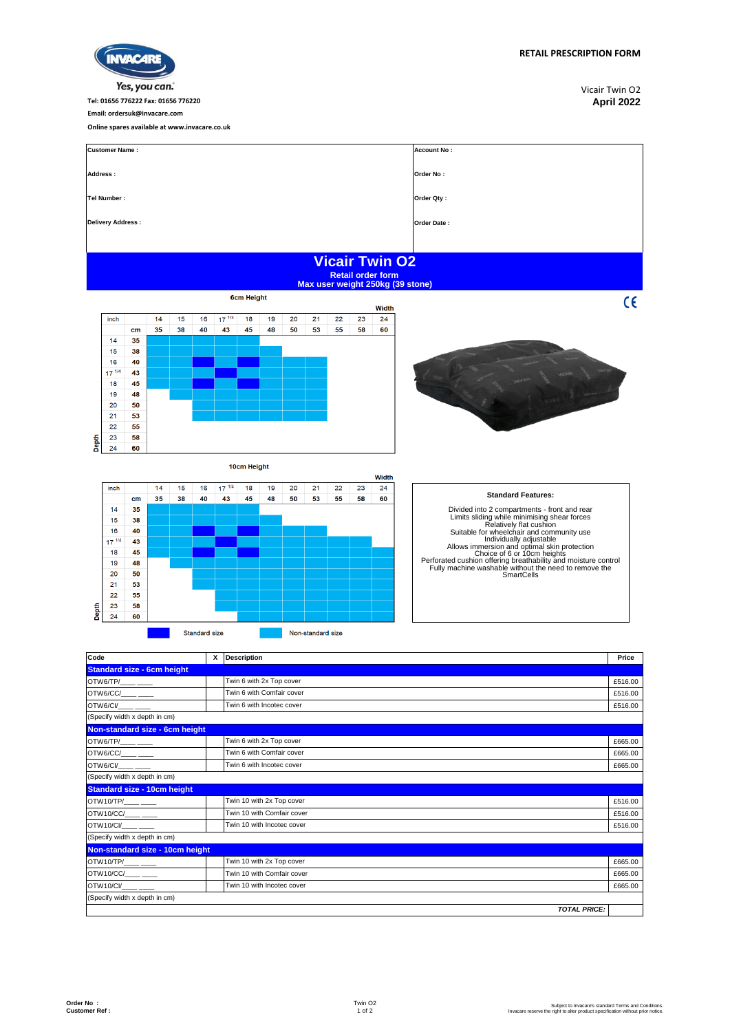Tel: 01656 776222 Fax: 01656 776220

Email: ordersuk@invacare.com

Online spares available at www.invacare.co.uk

**RETAIL PRESCRIPTION FORM**

Vicair Twin O2

**April 2022**

| Customer Name : | Account No : |
|---|---|
| Address : | Order No : |
| Tel Number : | Order Qty : |
| Delivery Address : | Order Date : |

# Vicair Twin O2

**Retail order form**

**Max user weight 250kg (39 stone)**

**6cm Height**

| inch | | 14 | 15 | 16 | 17 1/4 | 18 | 19 | 20 | 21 | 22 | 23 | 24 |
|---|---|---|---|---|---|---|---|---|---|---|---|---|
| | cm | 35 | 38 | 40 | 43 | 45 | 48 | 50 | 53 | 55 | 58 | 60 |
| 14 | 35 | | | | | | | | | | | |
| 15 | 38 | | | | | | | | | | | |
| 16 | 40 | | | | | | | | | | | |
| 17 1/4 | 43 | | | | | | | | | | | |
| 18 | 45 | | | | | | | | | | | |
| 19 | 48 | | | | | | | | | | | |
| 20 | 50 | | | | | | | | | | | |
| 21 | 53 | | | | | | | | | | | |
| 22 | 55 | | | | | | | | | | | |
| 23 | 58 | | | | | | | | | | | |
| 24 | 60 | | | | | | | | | | | |

Width / Depth

**10cm Height**

| inch | | 14 | 15 | 16 | 17 1/4 | 18 | 19 | 20 | 21 | 22 | 23 | 24 |
|---|---|---|---|---|---|---|---|---|---|---|---|---|
| | cm | 35 | 38 | 40 | 43 | 45 | 48 | 50 | 53 | 55 | 58 | 60 |
| 14 | 35 | | | | | | | | | | | |
| 15 | 38 | | | | | | | | | | | |
| 16 | 40 | | | | | | | | | | | |
| 17 1/4 | 43 | | | | | | | | | | | |
| 18 | 45 | | | | | | | | | | | |
| 19 | 48 | | | | | | | | | | | |
| 20 | 50 | | | | | | | | | | | |
| 21 | 53 | | | | | | | | | | | |
| 22 | 55 | | | | | | | | | | | |
| 23 | 58 | | | | | | | | | | | |
| 24 | 60 | | | | | | | | | | | |

Width / Depth

Standard size — Non-standard size

**Standard Features:**

Divided into 2 compartments - front and rear
Limits sliding while minimising shear forces
Relatively flat cushion
Suitable for wheelchair and community use
Individually adjustable
Allows immersion and optimal skin protection
Choice of 6 or 10cm heights
Perforated cushion offering breathability and moisture control
Fully machine washable without the need to remove the SmartCells

| Code | X | Description | Price |
|---|---|---|---|
| **Standard size - 6cm height** | | | |
| OTW6/TP/____ ____ | | Twin 6 with 2x Top cover | £516.00 |
| OTW6/CC/____ ____ | | Twin 6 with Comfair cover | £516.00 |
| OTW6/CI/____ ____ | | Twin 6 with Incotec cover | £516.00 |
| (Specify width x depth in cm) | | | |
| **Non-standard size - 6cm height** | | | |
| OTW6/TP/____ ____ | | Twin 6 with 2x Top cover | £665.00 |
| OTW6/CC/____ ____ | | Twin 6 with Comfair cover | £665.00 |
| OTW6/CI/____ ____ | | Twin 6 with Incotec cover | £665.00 |
| (Specify width x depth in cm) | | | |
| **Standard size - 10cm height** | | | |
| OTW10/TP/____ ____ | | Twin 10 with 2x Top cover | £516.00 |
| OTW10/CC/____ ____ | | Twin 10 with Comfair cover | £516.00 |
| OTW10/CI/____ ____ | | Twin 10 with Incotec cover | £516.00 |
| (Specify width x depth in cm) | | | |
| **Non-standard size - 10cm height** | | | |
| OTW10/TP/____ ____ | | Twin 10 with 2x Top cover | £665.00 |
| OTW10/CC/____ ____ | | Twin 10 with Comfair cover | £665.00 |
| OTW10/CI/____ ____ | | Twin 10 with Incotec cover | £665.00 |
| (Specify width x depth in cm) | | | |
| | | ***TOTAL PRICE:*** | |

Order No :
Customer Ref :

Subject to Invacare's standard Terms and Conditions.
Invacare reserve the right to alter product specification without prior notice.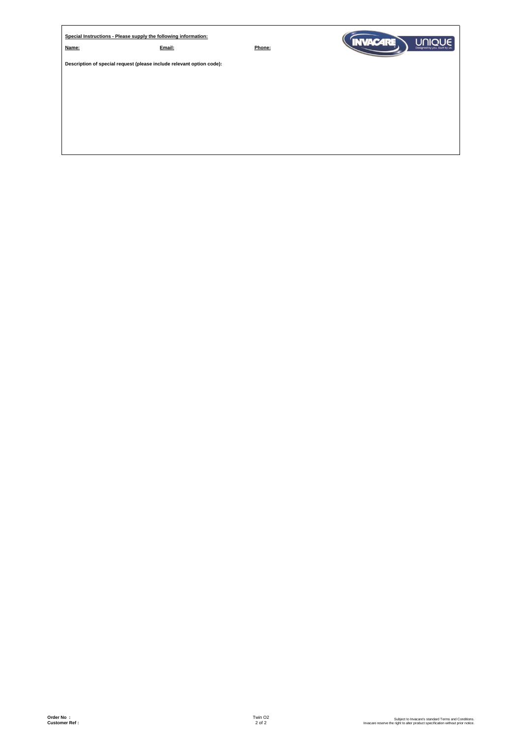**Special Instructions - Please supply the following information:**

**Name:** **Email:** **Phone:**

**Description of special request (please include relevant option code):**

**Order No :**
**Customer Ref :**

Twin O2

Subject to Invacare's standard Terms and Conditions.
Invacare reserve the right to alter product specification without prior notice.